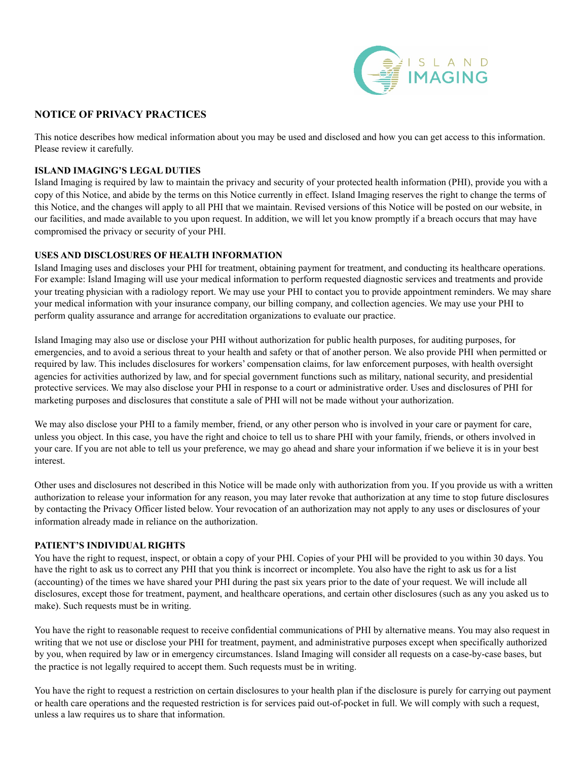# NOTICE OF PRIVACY PRACTICES

This notice describes how medical information about you may be used and disclosed and how you can get access to this information. Please review it carefully.

**ISLAND IMAGING'S LEGAL DUTIES**

Island Imaging is required by law to maintain the privacy and security of your protected health information (PHI), provide you with a copy of this Notice, and abide by the terms on this Notice currently in effect. Island Imaging reserves the right to change the terms of this Notice, and the changes will apply to all PHI that we maintain. Revised versions of this Notice will be posted on our website, in our facilities, and made available to you upon request. In addition, we will let you know promptly if a breach occurs that may have compromised the privacy or security of your PHI.

**USES AND DISCLOSURES OF HEALTH INFORMATION**

Island Imaging uses and discloses your PHI for treatment, obtaining payment for treatment, and conducting its healthcare operations. For example: Island Imaging will use your medical information to perform requested diagnostic services and treatments and provide your treating physician with a radiology report. We may use your PHI to contact you to provide appointment reminders. We may share your medical information with your insurance company, our billing company, and collection agencies. We may use your PHI to perform quality assurance and arrange for accreditation organizations to evaluate our practice.

Island Imaging may also use or disclose your PHI without authorization for public health purposes, for auditing purposes, for emergencies, and to avoid a serious threat to your health and safety or that of another person. We also provide PHI when permitted or required by law. This includes disclosures for workers' compensation claims, for law enforcement purposes, with health oversight agencies for activities authorized by law, and for special government functions such as military, national security, and presidential protective services. We may also disclose your PHI in response to a court or administrative order. Uses and disclosures of PHI for marketing purposes and disclosures that constitute a sale of PHI will not be made without your authorization.

We may also disclose your PHI to a family member, friend, or any other person who is involved in your care or payment for care, unless you object. In this case, you have the right and choice to tell us to share PHI with your family, friends, or others involved in your care. If you are not able to tell us your preference, we may go ahead and share your information if we believe it is in your best interest.

Other uses and disclosures not described in this Notice will be made only with authorization from you. If you provide us with a written authorization to release your information for any reason, you may later revoke that authorization at any time to stop future disclosures by contacting the Privacy Officer listed below. Your revocation of an authorization may not apply to any uses or disclosures of your information already made in reliance on the authorization.

**PATIENT'S INDIVIDUAL RIGHTS**

You have the right to request, inspect, or obtain a copy of your PHI. Copies of your PHI will be provided to you within 30 days. You have the right to ask us to correct any PHI that you think is incorrect or incomplete. You also have the right to ask us for a list (accounting) of the times we have shared your PHI during the past six years prior to the date of your request. We will include all disclosures, except those for treatment, payment, and healthcare operations, and certain other disclosures (such as any you asked us to make). Such requests must be in writing.

You have the right to reasonable request to receive confidential communications of PHI by alternative means. You may also request in writing that we not use or disclose your PHI for treatment, payment, and administrative purposes except when specifically authorized by you, when required by law or in emergency circumstances. Island Imaging will consider all requests on a case-by-case bases, but the practice is not legally required to accept them. Such requests must be in writing.

You have the right to request a restriction on certain disclosures to your health plan if the disclosure is purely for carrying out payment or health care operations and the requested restriction is for services paid out-of-pocket in full. We will comply with such a request, unless a law requires us to share that information.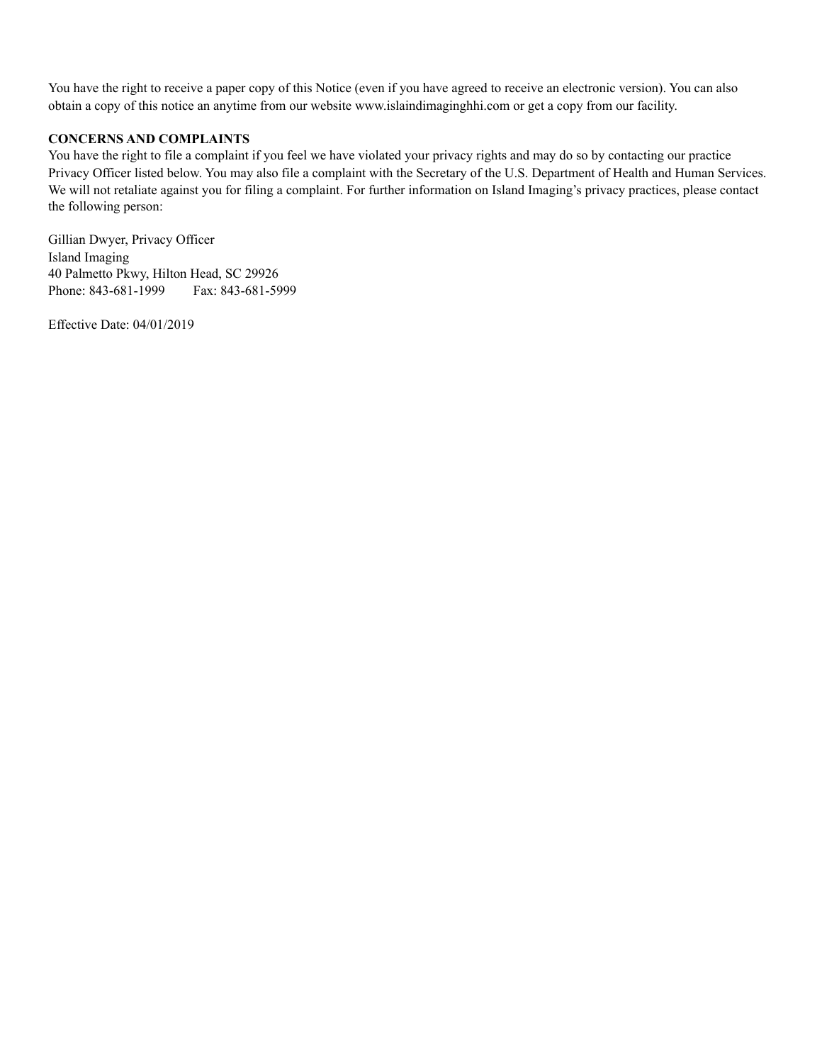You have the right to receive a paper copy of this Notice (even if you have agreed to receive an electronic version). You can also obtain a copy of this notice an anytime from our website www.islaindimaginghhi.com or get a copy from our facility.

**CONCERNS AND COMPLAINTS**

You have the right to file a complaint if you feel we have violated your privacy rights and may do so by contacting our practice Privacy Officer listed below. You may also file a complaint with the Secretary of the U.S. Department of Health and Human Services. We will not retaliate against you for filing a complaint. For further information on Island Imaging's privacy practices, please contact the following person:

Gillian Dwyer, Privacy Officer
Island Imaging
40 Palmetto Pkwy, Hilton Head, SC 29926
Phone: 843-681-1999 Fax: 843-681-5999

Effective Date: 04/01/2019